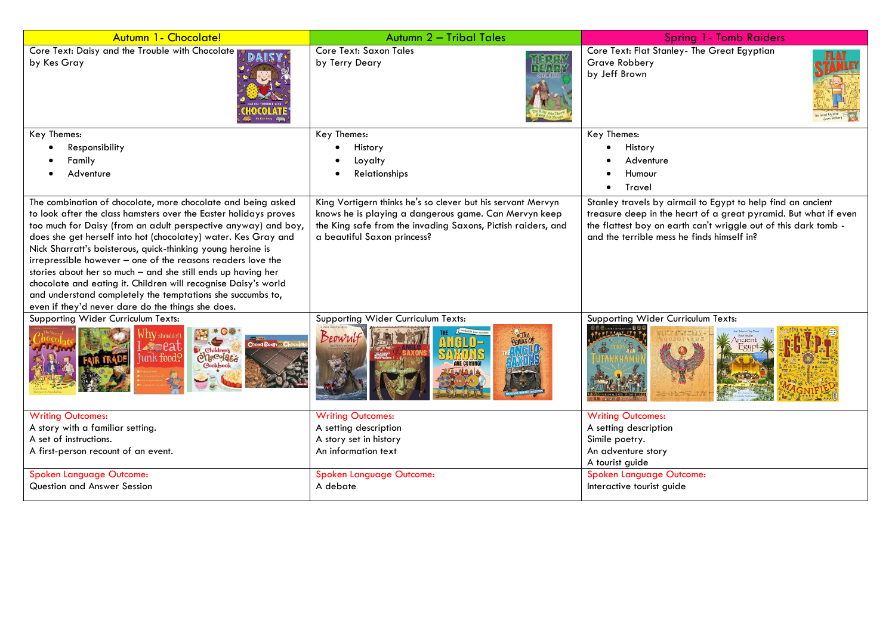| Autumn 1- Chocolate! | Autumn 2 – Tribal Tales | Spring 1- Tomb Raiders |
|---|---|---|
| Core Text: Daisy and the Trouble with Chocolate by Kes Gray | Core Text: Saxon Tales by Terry Deary | Core Text: Flat Stanley- The Great Egyptian Grave Robbery by Jeff Brown |
| Key Themes:<br>• Responsibility<br>• Family<br>• Adventure | Key Themes:<br>• History<br>• Loyalty<br>• Relationships | Key Themes:<br>• History<br>• Adventure<br>• Humour<br>• Travel |
| The combination of chocolate, more chocolate and being asked to look after the class hamsters over the Easter holidays proves too much for Daisy (from an adult perspective anyway) and boy, does she get herself into hot (chocolatey) water. Kes Gray and Nick Sharratt's boisterous, quick-thinking young heroine is irrepressible however – one of the reasons readers love the stories about her so much – and she still ends up having her chocolate and eating it. Children will recognise Daisy's world and understand completely the temptations she succumbs to, even if they'd never dare do the things she does. | King Vortigern thinks he's so clever but his servant Mervyn knows he is playing a dangerous game. Can Mervyn keep the King safe from the invading Saxons, Pictish raiders, and a beautiful Saxon princess? | Stanley travels by airmail to Egypt to help find an ancient treasure deep in the heart of a great pyramid. But what if even the flattest boy on earth can't wriggle out of this dark tomb - and the terrible mess he finds himself in? |
| Supporting Wider Curriculum Texts: | Supporting Wider Curriculum Texts: | Supporting Wider Curriculum Texts: |
| Writing Outcomes:<br>A story with a familiar setting.<br>A set of instructions.<br>A first-person recount of an event. | Writing Outcomes:<br>A setting description<br>A story set in history<br>An information text | Writing Outcomes:<br>A setting description<br>Simile poetry.<br>An adventure story<br>A tourist guide |
| Spoken Language Outcome:<br>Question and Answer Session | Spoken Language Outcome:<br>A debate | Spoken Language Outcome:<br>Interactive tourist guide |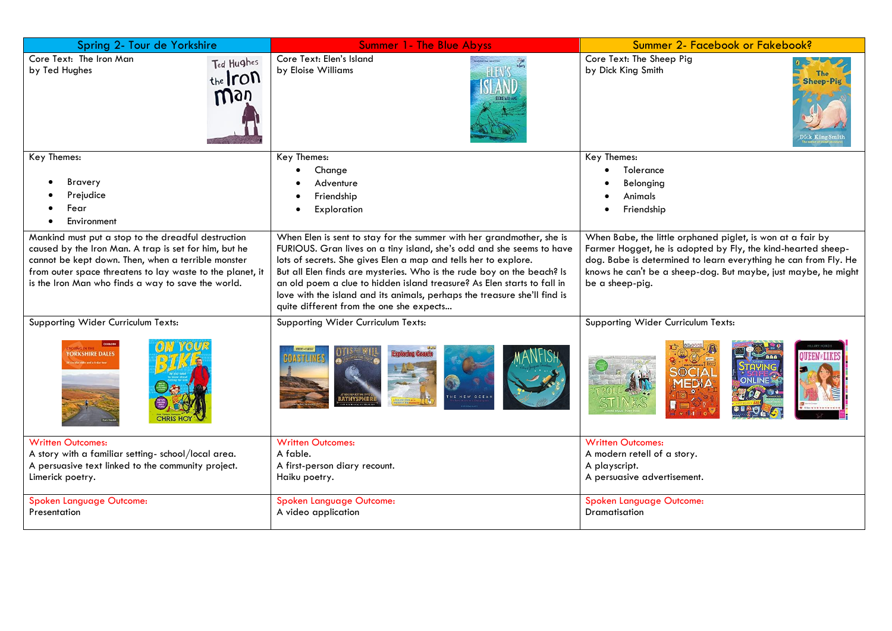| Spring 2- Tour de Yorkshire | Summer 1- The Blue Abyss | Summer 2- Facebook or Fakebook? |
|---|---|---|
| Core Text: The Iron Man<br>by Ted Hughes | Core Text: Elen's Island<br>by Eloise Williams | Core Text: The Sheep Pig<br>by Dick King Smith |
| Key Themes:<br>• Bravery<br>• Prejudice<br>• Fear<br>• Environment | Key Themes:<br>• Change<br>• Adventure<br>• Friendship<br>• Exploration | Key Themes:<br>• Tolerance<br>• Belonging<br>• Animals<br>• Friendship |
| Mankind must put a stop to the dreadful destruction caused by the Iron Man. A trap is set for him, but he cannot be kept down. Then, when a terrible monster from outer space threatens to lay waste to the planet, it is the Iron Man who finds a way to save the world. | When Elen is sent to stay for the summer with her grandmother, she is FURIOUS. Gran lives on a tiny island, she's odd and she seems to have lots of secrets. She gives Elen a map and tells her to explore.<br>But all Elen finds are mysteries. Who is the rude boy on the beach? Is an old poem a clue to hidden island treasure? As Elen starts to fall in love with the island and its animals, perhaps the treasure she'll find is quite different from the one she expects... | When Babe, the little orphaned piglet, is won at a fair by Farmer Hogget, he is adopted by Fly, the kind-hearted sheep-dog. Babe is determined to learn everything he can from Fly. He knows he can't be a sheep-dog. But maybe, just maybe, he might be a sheep-pig. |
| Supporting Wider Curriculum Texts: | Supporting Wider Curriculum Texts: | Supporting Wider Curriculum Texts: |
| Written Outcomes:<br>A story with a familiar setting- school/local area.<br>A persuasive text linked to the community project.<br>Limerick poetry. | Written Outcomes:<br>A fable.<br>A first-person diary recount.<br>Haiku poetry. | Written Outcomes:<br>A modern retell of a story.<br>A playscript.<br>A persuasive advertisement. |
| Spoken Language Outcome:<br>Presentation | Spoken Language Outcome:<br>A video application | Spoken Language Outcome:<br>Dramatisation |